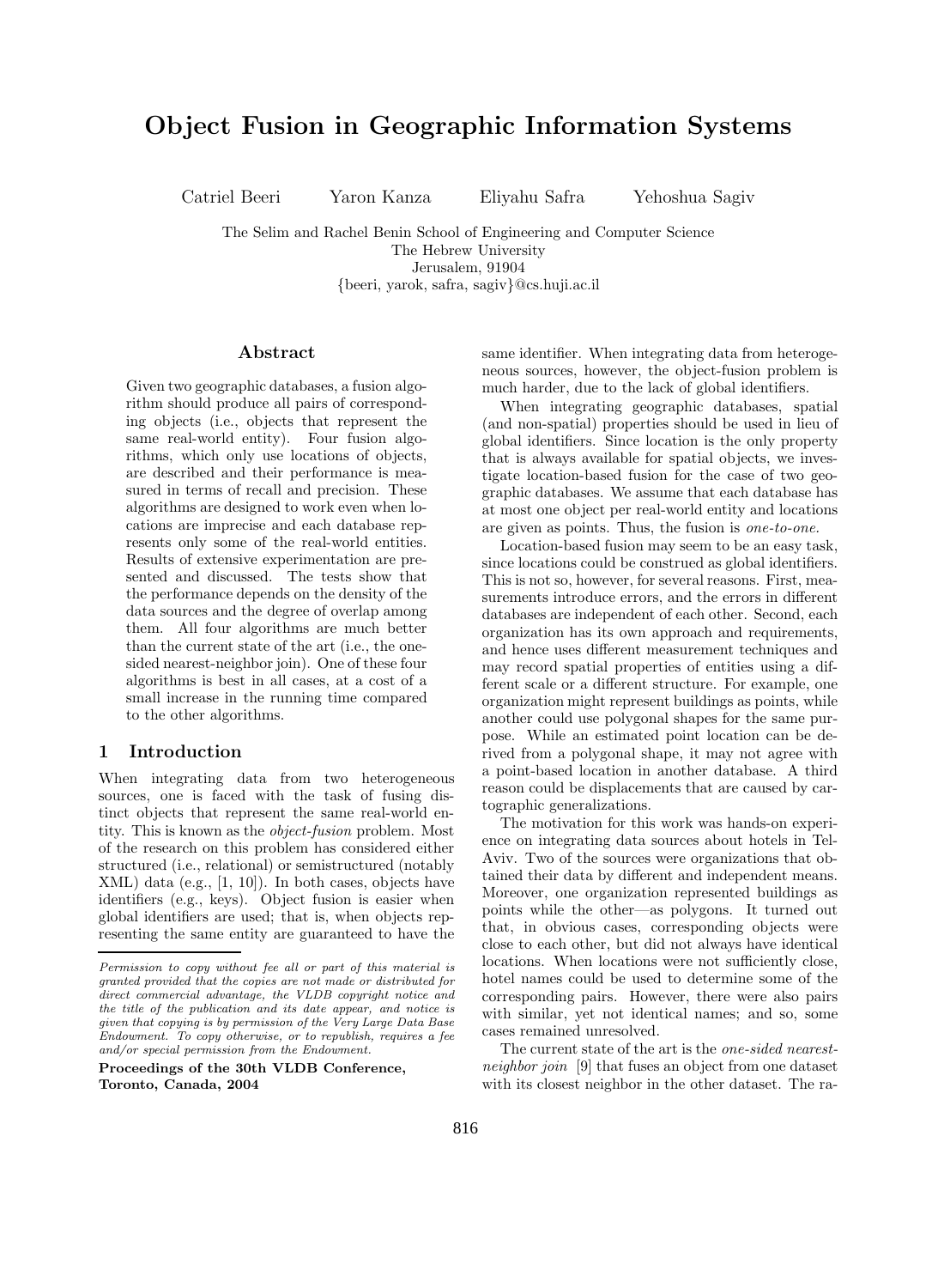# Object Fusion in Geographic Information Systems

Catriel Beeri   Yaron Kanza   Eliyahu Safra   Yehoshua Sagiv

The Selim and Rachel Benin School of Engineering and Computer Science
The Hebrew University
Jerusalem, 91904
{beeri, yarok, safra, sagiv}@cs.huji.ac.il

## Abstract

Given two geographic databases, a fusion algorithm should produce all pairs of corresponding objects (i.e., objects that represent the same real-world entity). Four fusion algorithms, which only use locations of objects, are described and their performance is measured in terms of recall and precision. These algorithms are designed to work even when locations are imprecise and each database represents only some of the real-world entities. Results of extensive experimentation are presented and discussed. The tests show that the performance depends on the density of the data sources and the degree of overlap among them. All four algorithms are much better than the current state of the art (i.e., the one-sided nearest-neighbor join). One of these four algorithms is best in all cases, at a cost of a small increase in the running time compared to the other algorithms.

## 1 Introduction

When integrating data from two heterogeneous sources, one is faced with the task of fusing distinct objects that represent the same real-world entity. This is known as the *object-fusion* problem. Most of the research on this problem has considered either structured (i.e., relational) or semistructured (notably XML) data (e.g., [1, 10]). In both cases, objects have identifiers (e.g., keys). Object fusion is easier when global identifiers are used; that is, when objects representing the same entity are guaranteed to have the same identifier. When integrating data from heterogeneous sources, however, the object-fusion problem is much harder, due to the lack of global identifiers.

*Permission to copy without fee all or part of this material is granted provided that the copies are not made or distributed for direct commercial advantage, the VLDB copyright notice and the title of the publication and its date appear, and notice is given that copying is by permission of the Very Large Data Base Endowment. To copy otherwise, or to republish, requires a fee and/or special permission from the Endowment.*

**Proceedings of the 30th VLDB Conference, Toronto, Canada, 2004**

When integrating geographic databases, spatial (and non-spatial) properties should be used in lieu of global identifiers. Since location is the only property that is always available for spatial objects, we investigate location-based fusion for the case of two geographic databases. We assume that each database has at most one object per real-world entity and locations are given as points. Thus, the fusion is *one-to-one*.

Location-based fusion may seem to be an easy task, since locations could be construed as global identifiers. This is not so, however, for several reasons. First, measurements introduce errors, and the errors in different databases are independent of each other. Second, each organization has its own approach and requirements, and hence uses different measurement techniques and may record spatial properties of entities using a different scale or a different structure. For example, one organization might represent buildings as points, while another could use polygonal shapes for the same purpose. While an estimated point location can be derived from a polygonal shape, it may not agree with a point-based location in another database. A third reason could be displacements that are caused by cartographic generalizations.

The motivation for this work was hands-on experience on integrating data sources about hotels in Tel-Aviv. Two of the sources were organizations that obtained their data by different and independent means. Moreover, one organization represented buildings as points while the other—as polygons. It turned out that, in obvious cases, corresponding objects were close to each other, but did not always have identical locations. When locations were not sufficiently close, hotel names could be used to determine some of the corresponding pairs. However, there were also pairs with similar, yet not identical names; and so, some cases remained unresolved.

The current state of the art is the *one-sided nearest-neighbor join* [9] that fuses an object from one dataset with its closest neighbor in the other dataset. The ra-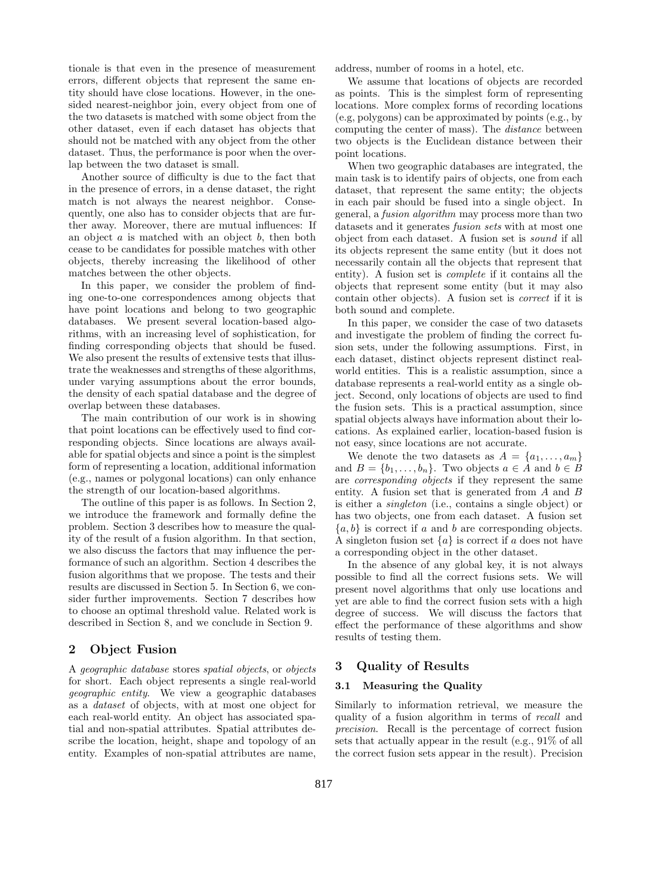tionale is that even in the presence of measurement errors, different objects that represent the same entity should have close locations. However, in the one-sided nearest-neighbor join, every object from one of the two datasets is matched with some object from the other dataset, even if each dataset has objects that should not be matched with any object from the other dataset. Thus, the performance is poor when the overlap between the two dataset is small.

Another source of difficulty is due to the fact that in the presence of errors, in a dense dataset, the right match is not always the nearest neighbor. Consequently, one also has to consider objects that are further away. Moreover, there are mutual influences: If an object $a$ is matched with an object $b$, then both cease to be candidates for possible matches with other objects, thereby increasing the likelihood of other matches between the other objects.

In this paper, we consider the problem of finding one-to-one correspondences among objects that have point locations and belong to two geographic databases. We present several location-based algorithms, with an increasing level of sophistication, for finding corresponding objects that should be fused. We also present the results of extensive tests that illustrate the weaknesses and strengths of these algorithms, under varying assumptions about the error bounds, the density of each spatial database and the degree of overlap between these databases.

The main contribution of our work is in showing that point locations can be effectively used to find corresponding objects. Since locations are always available for spatial objects and since a point is the simplest form of representing a location, additional information (e.g., names or polygonal locations) can only enhance the strength of our location-based algorithms.

The outline of this paper is as follows. In Section 2, we introduce the framework and formally define the problem. Section 3 describes how to measure the quality of the result of a fusion algorithm. In that section, we also discuss the factors that may influence the performance of such an algorithm. Section 4 describes the fusion algorithms that we propose. The tests and their results are discussed in Section 5. In Section 6, we consider further improvements. Section 7 describes how to choose an optimal threshold value. Related work is described in Section 8, and we conclude in Section 9.

## 2 Object Fusion

A *geographic database* stores *spatial objects*, or *objects* for short. Each object represents a single real-world *geographic entity*. We view a geographic databases as a *dataset* of objects, with at most one object for each real-world entity. An object has associated spatial and non-spatial attributes. Spatial attributes describe the location, height, shape and topology of an entity. Examples of non-spatial attributes are name, address, number of rooms in a hotel, etc.

We assume that locations of objects are recorded as points. This is the simplest form of representing locations. More complex forms of recording locations (e.g, polygons) can be approximated by points (e.g., by computing the center of mass). The *distance* between two objects is the Euclidean distance between their point locations.

When two geographic databases are integrated, the main task is to identify pairs of objects, one from each dataset, that represent the same entity; the objects in each pair should be fused into a single object. In general, a *fusion algorithm* may process more than two datasets and it generates *fusion sets* with at most one object from each dataset. A fusion set is *sound* if all its objects represent the same entity (but it does not necessarily contain all the objects that represent that entity). A fusion set is *complete* if it contains all the objects that represent some entity (but it may also contain other objects). A fusion set is *correct* if it is both sound and complete.

In this paper, we consider the case of two datasets and investigate the problem of finding the correct fusion sets, under the following assumptions. First, in each dataset, distinct objects represent distinct real-world entities. This is a realistic assumption, since a database represents a real-world entity as a single object. Second, only locations of objects are used to find the fusion sets. This is a practical assumption, since spatial objects always have information about their locations. As explained earlier, location-based fusion is not easy, since locations are not accurate.

We denote the two datasets as $A = \{a_1, \ldots, a_m\}$ and $B = \{b_1, \ldots, b_n\}$. Two objects $a \in A$ and $b \in B$ are *corresponding objects* if they represent the same entity. A fusion set that is generated from $A$ and $B$ is either a *singleton* (i.e., contains a single object) or has two objects, one from each dataset. A fusion set $\{a, b\}$ is correct if $a$ and $b$ are corresponding objects. A singleton fusion set $\{a\}$ is correct if $a$ does not have a corresponding object in the other dataset.

In the absence of any global key, it is not always possible to find all the correct fusions sets. We will present novel algorithms that only use locations and yet are able to find the correct fusion sets with a high degree of success. We will discuss the factors that effect the performance of these algorithms and show results of testing them.

## 3 Quality of Results

### 3.1 Measuring the Quality

Similarly to information retrieval, we measure the quality of a fusion algorithm in terms of *recall* and *precision*. Recall is the percentage of correct fusion sets that actually appear in the result (e.g., 91% of all the correct fusion sets appear in the result). Precision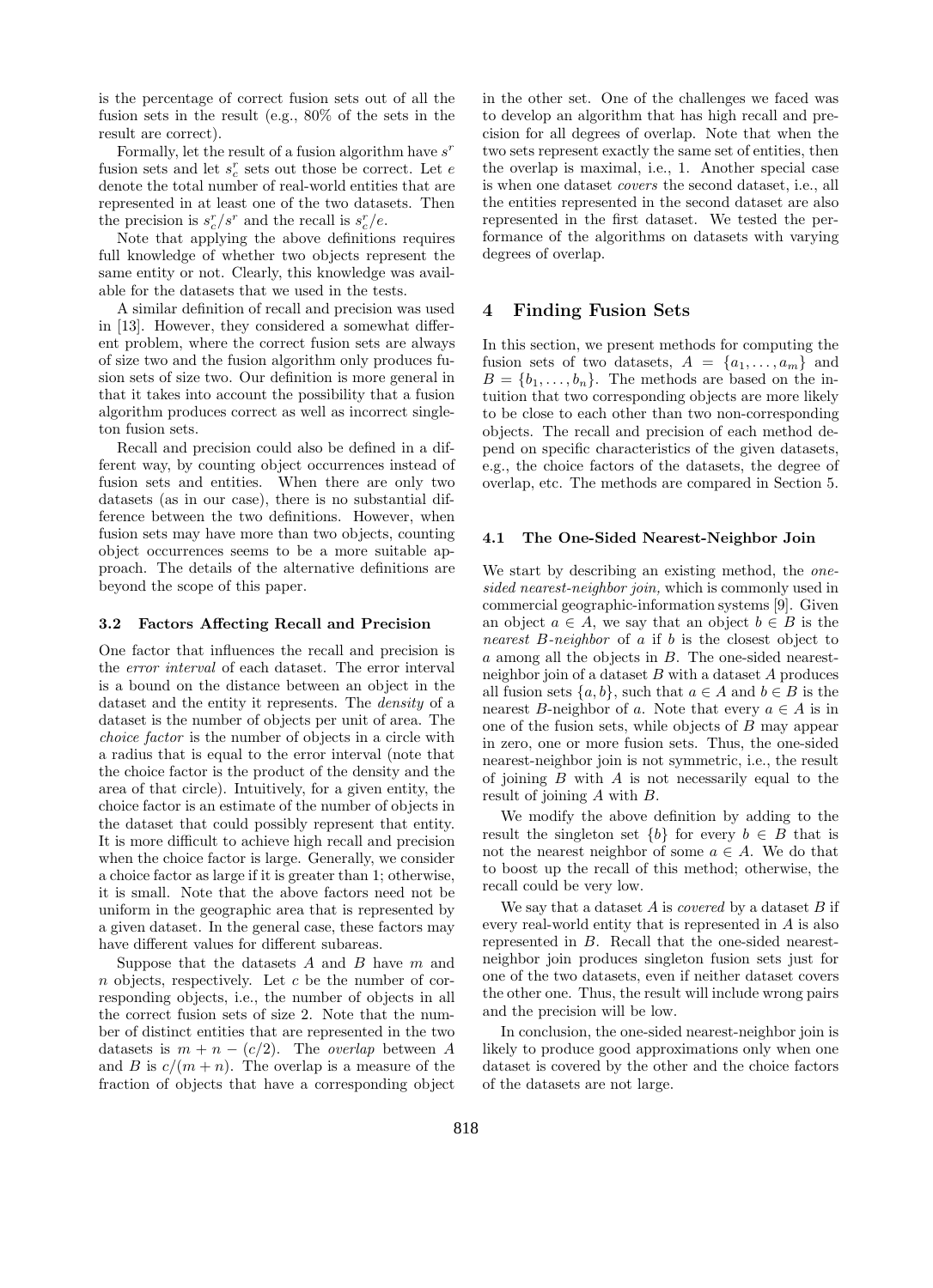is the percentage of correct fusion sets out of all the fusion sets in the result (e.g., 80% of the sets in the result are correct).

Formally, let the result of a fusion algorithm have $s^r$ fusion sets and let $s^r_c$ sets out those be correct. Let $e$ denote the total number of real-world entities that are represented in at least one of the two datasets. Then the precision is $s^r_c/s^r$ and the recall is $s^r_c/e$.

Note that applying the above definitions requires full knowledge of whether two objects represent the same entity or not. Clearly, this knowledge was available for the datasets that we used in the tests.

A similar definition of recall and precision was used in [13]. However, they considered a somewhat different problem, where the correct fusion sets are always of size two and the fusion algorithm only produces fusion sets of size two. Our definition is more general in that it takes into account the possibility that a fusion algorithm produces correct as well as incorrect singleton fusion sets.

Recall and precision could also be defined in a different way, by counting object occurrences instead of fusion sets and entities. When there are only two datasets (as in our case), there is no substantial difference between the two definitions. However, when fusion sets may have more than two objects, counting object occurrences seems to be a more suitable approach. The details of the alternative definitions are beyond the scope of this paper.

### 3.2 Factors Affecting Recall and Precision

One factor that influences the recall and precision is the *error interval* of each dataset. The error interval is a bound on the distance between an object in the dataset and the entity it represents. The *density* of a dataset is the number of objects per unit of area. The *choice factor* is the number of objects in a circle with a radius that is equal to the error interval (note that the choice factor is the product of the density and the area of that circle). Intuitively, for a given entity, the choice factor is an estimate of the number of objects in the dataset that could possibly represent that entity. It is more difficult to achieve high recall and precision when the choice factor is large. Generally, we consider a choice factor as large if it is greater than 1; otherwise, it is small. Note that the above factors need not be uniform in the geographic area that is represented by a given dataset. In the general case, these factors may have different values for different subareas.

Suppose that the datasets $A$ and $B$ have $m$ and $n$ objects, respectively. Let $c$ be the number of corresponding objects, i.e., the number of objects in all the correct fusion sets of size 2. Note that the number of distinct entities that are represented in the two datasets is $m + n - (c/2)$. The *overlap* between $A$ and $B$ is $c/(m + n)$. The overlap is a measure of the fraction of objects that have a corresponding object in the other set. One of the challenges we faced was to develop an algorithm that has high recall and precision for all degrees of overlap. Note that when the two sets represent exactly the same set of entities, then the overlap is maximal, i.e., 1. Another special case is when one dataset *covers* the second dataset, i.e., all the entities represented in the second dataset are also represented in the first dataset. We tested the performance of the algorithms on datasets with varying degrees of overlap.

## 4 Finding Fusion Sets

In this section, we present methods for computing the fusion sets of two datasets, $A = \{a_1, \ldots, a_m\}$ and $B = \{b_1, \ldots, b_n\}$. The methods are based on the intuition that two corresponding objects are more likely to be close to each other than two non-corresponding objects. The recall and precision of each method depend on specific characteristics of the given datasets, e.g., the choice factors of the datasets, the degree of overlap, etc. The methods are compared in Section 5.

### 4.1 The One-Sided Nearest-Neighbor Join

We start by describing an existing method, the *one-sided nearest-neighbor join,* which is commonly used in commercial geographic-information systems [9]. Given an object $a \in A$, we say that an object $b \in B$ is the *nearest B-neighbor* of $a$ if $b$ is the closest object to $a$ among all the objects in $B$. The one-sided nearest-neighbor join of a dataset $B$ with a dataset $A$ produces all fusion sets $\{a, b\}$, such that $a \in A$ and $b \in B$ is the nearest $B$-neighbor of $a$. Note that every $a \in A$ is in one of the fusion sets, while objects of $B$ may appear in zero, one or more fusion sets. Thus, the one-sided nearest-neighbor join is not symmetric, i.e., the result of joining $B$ with $A$ is not necessarily equal to the result of joining $A$ with $B$.

We modify the above definition by adding to the result the singleton set $\{b\}$ for every $b \in B$ that is not the nearest neighbor of some $a \in A$. We do that to boost up the recall of this method; otherwise, the recall could be very low.

We say that a dataset $A$ is *covered* by a dataset $B$ if every real-world entity that is represented in $A$ is also represented in $B$. Recall that the one-sided nearest-neighbor join produces singleton fusion sets just for one of the two datasets, even if neither dataset covers the other one. Thus, the result will include wrong pairs and the precision will be low.

In conclusion, the one-sided nearest-neighbor join is likely to produce good approximations only when one dataset is covered by the other and the choice factors of the datasets are not large.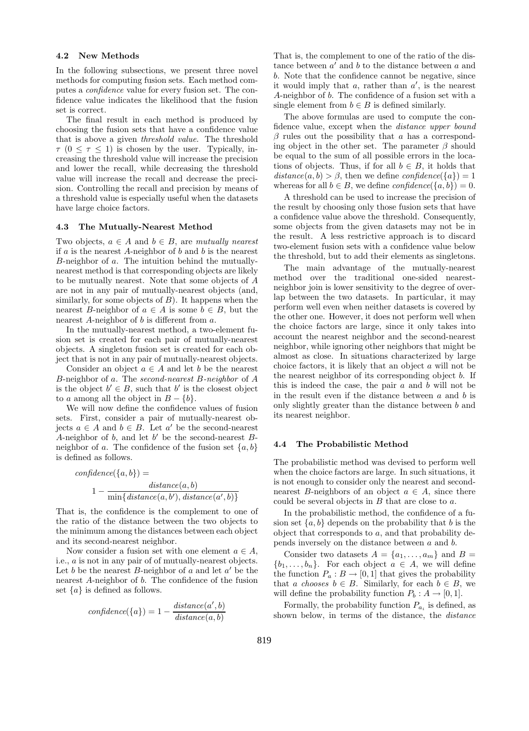### 4.2 New Methods

In the following subsections, we present three novel methods for computing fusion sets. Each method computes a *confidence* value for every fusion set. The confidence value indicates the likelihood that the fusion set is correct.

The final result in each method is produced by choosing the fusion sets that have a confidence value that is above a given *threshold value*. The threshold $\tau$ ($0 \leq \tau \leq 1$) is chosen by the user. Typically, increasing the threshold value will increase the precision and lower the recall, while decreasing the threshold value will increase the recall and decrease the precision. Controlling the recall and precision by means of a threshold value is especially useful when the datasets have large choice factors.

### 4.3 The Mutually-Nearest Method

Two objects, $a \in A$ and $b \in B$, are *mutually nearest* if $a$ is the nearest $A$-neighbor of $b$ and $b$ is the nearest $B$-neighbor of $a$. The intuition behind the mutually-nearest method is that corresponding objects are likely to be mutually nearest. Note that some objects of $A$ are not in any pair of mutually-nearest objects (and, similarly, for some objects of $B$). It happens when the nearest $B$-neighbor of $a \in A$ is some $b \in B$, but the nearest $A$-neighbor of $b$ is different from $a$.

In the mutually-nearest method, a two-element fusion set is created for each pair of mutually-nearest objects. A singleton fusion set is created for each object that is not in any pair of mutually-nearest objects.

Consider an object $a \in A$ and let $b$ be the nearest $B$-neighbor of $a$. The *second-nearest $B$-neighbor* of $A$ is the object $b' \in B$, such that $b'$ is the closest object to $a$ among all the object in $B - \{b\}$.

We will now define the confidence values of fusion sets. First, consider a pair of mutually-nearest objects $a \in A$ and $b \in B$. Let $a'$ be the second-nearest $A$-neighbor of $b$, and let $b'$ be the second-nearest $B$-neighbor of $a$. The confidence of the fusion set $\{a, b\}$ is defined as follows.

$$\mathit{confidence}(\{a, b\}) = 1 - \frac{\mathit{distance}(a, b)}{\min\{\mathit{distance}(a, b'), \mathit{distance}(a', b)\}}$$

That is, the confidence is the complement to one of the ratio of the distance between the two objects to the minimum among the distances between each object and its second-nearest neighbor.

Now consider a fusion set with one element $a \in A$, i.e., $a$ is not in any pair of mutually-nearest objects. Let $b$ be the nearest $B$-neighbor of $a$ and let $a'$ be the nearest $A$-neighbor of $b$. The confidence of the fusion set $\{a\}$ is defined as follows.

$$\mathit{confidence}(\{a\}) = 1 - \frac{\mathit{distance}(a', b)}{\mathit{distance}(a, b)}$$

That is, the complement to one of the ratio of the distance between $a'$ and $b$ to the distance between $a$ and $b$. Note that the confidence cannot be negative, since it would imply that $a$, rather than $a'$, is the nearest $A$-neighbor of $b$. The confidence of a fusion set with a single element from $b \in B$ is defined similarly.

The above formulas are used to compute the confidence value, except when the *distance upper bound* $\beta$ rules out the possibility that $a$ has a corresponding object in the other set. The parameter $\beta$ should be equal to the sum of all possible errors in the locations of objects. Thus, if for all $b \in B$, it holds that $\mathit{distance}(a, b) > \beta$, then we define $\mathit{confidence}(\{a\}) = 1$ whereas for all $b \in B$, we define $\mathit{confidence}(\{a, b\}) = 0$.

A threshold can be used to increase the precision of the result by choosing only those fusion sets that have a confidence value above the threshold. Consequently, some objects from the given datasets may not be in the result. A less restrictive approach is to discard two-element fusion sets with a confidence value below the threshold, but to add their elements as singletons.

The main advantage of the mutually-nearest method over the traditional one-sided nearest-neighbor join is lower sensitivity to the degree of overlap between the two datasets. In particular, it may perform well even when neither datasets is covered by the other one. However, it does not perform well when the choice factors are large, since it only takes into account the nearest neighbor and the second-nearest neighbor, while ignoring other neighbors that might be almost as close. In situations characterized by large choice factors, it is likely that an object $a$ will not be the nearest neighbor of its corresponding object $b$. If this is indeed the case, the pair $a$ and $b$ will not be in the result even if the distance between $a$ and $b$ is only slightly greater than the distance between $b$ and its nearest neighbor.

### 4.4 The Probabilistic Method

The probabilistic method was devised to perform well when the choice factors are large. In such situations, it is not enough to consider only the nearest and second-nearest $B$-neighbors of an object $a \in A$, since there could be several objects in $B$ that are close to $a$.

In the probabilistic method, the confidence of a fusion set $\{a, b\}$ depends on the probability that $b$ is the object that corresponds to $a$, and that probability depends inversely on the distance between $a$ and $b$.

Consider two datasets $A = \{a_1, \ldots, a_m\}$ and $B = \{b_1, \ldots, b_n\}$. For each object $a \in A$, we will define the function $P_a : B \to [0, 1]$ that gives the probability that *a chooses* $b \in B$. Similarly, for each $b \in B$, we will define the probability function $P_b : A \to [0, 1]$.

Formally, the probability function $P_{a_i}$ is defined, as shown below, in terms of the distance, the *distance*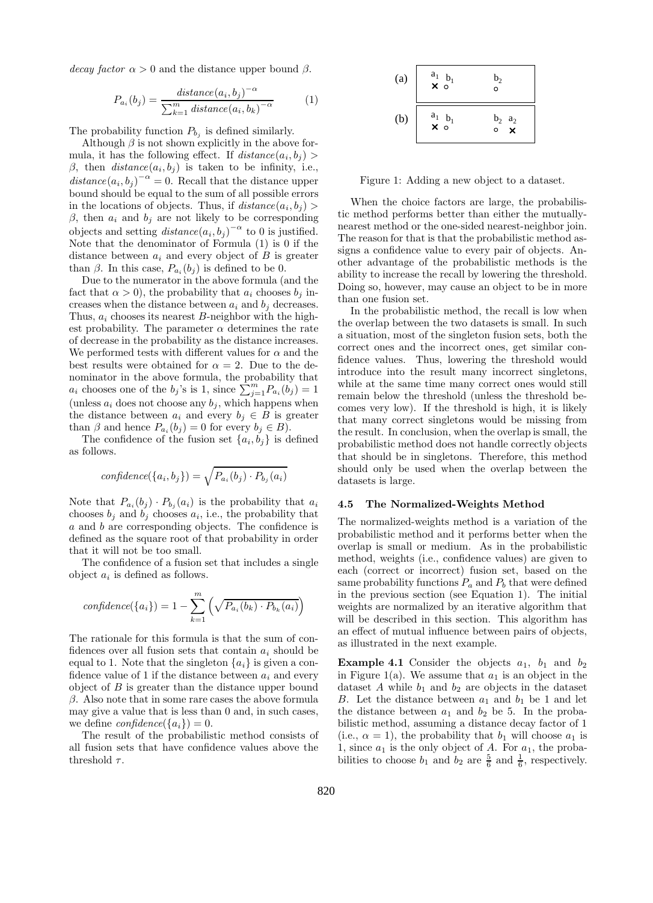*decay factor* $\alpha > 0$ and the distance upper bound $\beta$.

$$P_{a_i}(b_j) = \frac{distance(a_i, b_j)^{-\alpha}}{\sum_{k=1}^{m} distance(a_i, b_k)^{-\alpha}} \qquad (1)$$

The probability function $P_{b_j}$ is defined similarly.

Although $\beta$ is not shown explicitly in the above formula, it has the following effect. If $distance(a_i, b_j) > \beta$, then $distance(a_i, b_j)$ is taken to be infinity, i.e., $distance(a_i, b_j)^{-\alpha} = 0$. Recall that the distance upper bound should be equal to the sum of all possible errors in the locations of objects. Thus, if $distance(a_i, b_j) > \beta$, then $a_i$ and $b_j$ are not likely to be corresponding objects and setting $distance(a_i, b_j)^{-\alpha}$ to 0 is justified. Note that the denominator of Formula (1) is 0 if the distance between $a_i$ and every object of $B$ is greater than $\beta$. In this case, $P_{a_i}(b_j)$ is defined to be 0.

Due to the numerator in the above formula (and the fact that $\alpha > 0$), the probability that $a_i$ chooses $b_j$ increases when the distance between $a_i$ and $b_j$ decreases. Thus, $a_i$ chooses its nearest $B$-neighbor with the highest probability. The parameter $\alpha$ determines the rate of decrease in the probability as the distance increases. We performed tests with different values for $\alpha$ and the best results were obtained for $\alpha = 2$. Due to the denominator in the above formula, the probability that $a_i$ chooses one of the $b_j$'s is 1, since $\sum_{j=1}^{m} P_{a_i}(b_j) = 1$ (unless $a_i$ does not choose any $b_j$, which happens when the distance between $a_i$ and every $b_j \in B$ is greater than $\beta$ and hence $P_{a_i}(b_j) = 0$ for every $b_j \in B$).

The confidence of the fusion set $\{a_i, b_j\}$ is defined as follows.

$$confidence(\{a_i, b_j\}) = \sqrt{P_{a_i}(b_j) \cdot P_{b_j}(a_i)}$$

Note that $P_{a_i}(b_j) \cdot P_{b_j}(a_i)$ is the probability that $a_i$ chooses $b_j$ and $b_j$ chooses $a_i$, i.e., the probability that $a$ and $b$ are corresponding objects. The confidence is defined as the square root of that probability in order that it will not be too small.

The confidence of a fusion set that includes a single object $a_i$ is defined as follows.

$$confidence(\{a_i\}) = 1 - \sum_{k=1}^{m} \left( \sqrt{P_{a_i}(b_k) \cdot P_{b_k}(a_i)} \right)$$

The rationale for this formula is that the sum of confidences over all fusion sets that contain $a_i$ should be equal to 1. Note that the singleton $\{a_i\}$ is given a confidence value of 1 if the distance between $a_i$ and every object of $B$ is greater than the distance upper bound $\beta$. Also note that in some rare cases the above formula may give a value that is less than 0 and, in such cases, we define $confidence(\{a_i\}) = 0$.

The result of the probabilistic method consists of all fusion sets that have confidence values above the threshold $\tau$.

Figure 1: Adding a new object to a dataset.

When the choice factors are large, the probabilistic method performs better than either the mutually-nearest method or the one-sided nearest-neighbor join. The reason for that is that the probabilistic method assigns a confidence value to every pair of objects. Another advantage of the probabilistic methods is the ability to increase the recall by lowering the threshold. Doing so, however, may cause an object to be in more than one fusion set.

In the probabilistic method, the recall is low when the overlap between the two datasets is small. In such a situation, most of the singleton fusion sets, both the correct ones and the incorrect ones, get similar confidence values. Thus, lowering the threshold would introduce into the result many incorrect singletons, while at the same time many correct ones would still remain below the threshold (unless the threshold becomes very low). If the threshold is high, it is likely that many correct singletons would be missing from the result. In conclusion, when the overlap is small, the probabilistic method does not handle correctly objects that should be in singletons. Therefore, this method should only be used when the overlap between the datasets is large.

### 4.5 The Normalized-Weights Method

The normalized-weights method is a variation of the probabilistic method and it performs better when the overlap is small or medium. As in the probabilistic method, weights (i.e., confidence values) are given to each (correct or incorrect) fusion set, based on the same probability functions $P_a$ and $P_b$ that were defined in the previous section (see Equation 1). The initial weights are normalized by an iterative algorithm that will be described in this section. This algorithm has an effect of mutual influence between pairs of objects, as illustrated in the next example.

**Example 4.1** Consider the objects $a_1$, $b_1$ and $b_2$ in Figure 1(a). We assume that $a_1$ is an object in the dataset $A$ while $b_1$ and $b_2$ are objects in the dataset $B$. Let the distance between $a_1$ and $b_1$ be 1 and let the distance between $a_1$ and $b_2$ be 5. In the probabilistic method, assuming a distance decay factor of 1 (i.e., $\alpha = 1$), the probability that $b_1$ will choose $a_1$ is 1, since $a_1$ is the only object of $A$. For $a_1$, the probabilities to choose $b_1$ and $b_2$ are $\frac{5}{6}$ and $\frac{1}{6}$, respectively.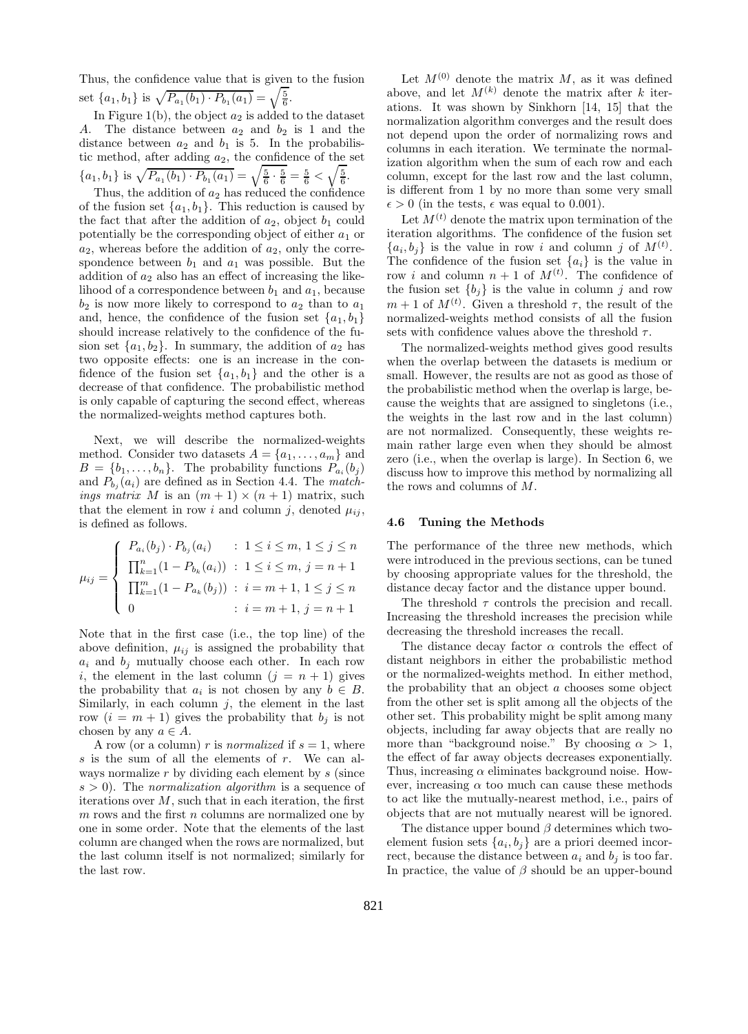Thus, the confidence value that is given to the fusion set $\{a_1, b_1\}$ is $\sqrt{P_{a_1}(b_1) \cdot P_{b_1}(a_1)} = \sqrt{\frac{5}{6}}$.

In Figure 1(b), the object $a_2$ is added to the dataset $A$. The distance between $a_2$ and $b_2$ is 1 and the distance between $a_2$ and $b_1$ is 5. In the probabilistic method, after adding $a_2$, the confidence of the set $\{a_1, b_1\}$ is $\sqrt{P_{a_1}(b_1) \cdot P_{b_1}(a_1)} = \sqrt{\frac{5}{6} \cdot \frac{5}{6}} = \frac{5}{6} < \sqrt{\frac{5}{6}}$.

Thus, the addition of $a_2$ has reduced the confidence of the fusion set $\{a_1, b_1\}$. This reduction is caused by the fact that after the addition of $a_2$, object $b_1$ could potentially be the corresponding object of either $a_1$ or $a_2$, whereas before the addition of $a_2$, only the correspondence between $b_1$ and $a_1$ was possible. But the addition of $a_2$ also has an effect of increasing the likelihood of a correspondence between $b_1$ and $a_1$, because $b_2$ is now more likely to correspond to $a_2$ than to $a_1$ and, hence, the confidence of the fusion set $\{a_1, b_1\}$ should increase relatively to the confidence of the fusion set $\{a_1, b_2\}$. In summary, the addition of $a_2$ has two opposite effects: one is an increase in the confidence of the fusion set $\{a_1, b_1\}$ and the other is a decrease of that confidence. The probabilistic method is only capable of capturing the second effect, whereas the normalized-weights method captures both.

Next, we will describe the normalized-weights method. Consider two datasets $A = \{a_1, \ldots, a_m\}$ and $B = \{b_1, \ldots, b_n\}$. The probability functions $P_{a_i}(b_j)$ and $P_{b_j}(a_i)$ are defined as in Section 4.4. The *matchings matrix* $M$ is an $(m+1) \times (n+1)$ matrix, such that the element in row $i$ and column $j$, denoted $\mu_{ij}$, is defined as follows.

$$
\mu_{ij} = \begin{cases} P_{a_i}(b_j) \cdot P_{b_j}(a_i) & : 1 \leq i \leq m,\ 1 \leq j \leq n \\ \prod_{k=1}^{n}(1 - P_{b_k}(a_i)) & : 1 \leq i \leq m,\ j = n+1 \\ \prod_{k=1}^{m}(1 - P_{a_k}(b_j)) & : i = m+1,\ 1 \leq j \leq n \\ 0 & : i = m+1,\ j = n+1 \end{cases}
$$

Note that in the first case (i.e., the top line) of the above definition, $\mu_{ij}$ is assigned the probability that $a_i$ and $b_j$ mutually choose each other. In each row $i$, the element in the last column ($j = n+1$) gives the probability that $a_i$ is not chosen by any $b \in B$. Similarly, in each column $j$, the element in the last row ($i = m+1$) gives the probability that $b_j$ is not chosen by any $a \in A$.

A row (or a column) $r$ is *normalized* if $s = 1$, where $s$ is the sum of all the elements of $r$. We can always normalize $r$ by dividing each element by $s$ (since $s > 0$). The *normalization algorithm* is a sequence of iterations over $M$, such that in each iteration, the first $m$ rows and the first $n$ columns are normalized one by one in some order. Note that the elements of the last column are changed when the rows are normalized, but the last column itself is not normalized; similarly for the last row.

Let $M^{(0)}$ denote the matrix $M$, as it was defined above, and let $M^{(k)}$ denote the matrix after $k$ iterations. It was shown by Sinkhorn [14, 15] that the normalization algorithm converges and the result does not depend upon the order of normalizing rows and columns in each iteration. We terminate the normalization algorithm when the sum of each row and each column, except for the last row and the last column, is different from 1 by no more than some very small $\epsilon > 0$ (in the tests, $\epsilon$ was equal to 0.001).

Let $M^{(t)}$ denote the matrix upon termination of the iteration algorithms. The confidence of the fusion set $\{a_i, b_j\}$ is the value in row $i$ and column $j$ of $M^{(t)}$. The confidence of the fusion set $\{a_i\}$ is the value in row $i$ and column $n+1$ of $M^{(t)}$. The confidence of the fusion set $\{b_j\}$ is the value in column $j$ and row $m+1$ of $M^{(t)}$. Given a threshold $\tau$, the result of the normalized-weights method consists of all the fusion sets with confidence values above the threshold $\tau$.

The normalized-weights method gives good results when the overlap between the datasets is medium or small. However, the results are not as good as those of the probabilistic method when the overlap is large, because the weights that are assigned to singletons (i.e., the weights in the last row and in the last column) are not normalized. Consequently, these weights remain rather large even when they should be almost zero (i.e., when the overlap is large). In Section 6, we discuss how to improve this method by normalizing all the rows and columns of $M$.

### 4.6 Tuning the Methods

The performance of the three new methods, which were introduced in the previous sections, can be tuned by choosing appropriate values for the threshold, the distance decay factor and the distance upper bound.

The threshold $\tau$ controls the precision and recall. Increasing the threshold increases the precision while decreasing the threshold increases the recall.

The distance decay factor $\alpha$ controls the effect of distant neighbors in either the probabilistic method or the normalized-weights method. In either method, the probability that an object $a$ chooses some object from the other set is split among all the objects of the other set. This probability might be split among many objects, including far away objects that are really no more than "background noise." By choosing $\alpha > 1$, the effect of far away objects decreases exponentially. Thus, increasing $\alpha$ eliminates background noise. However, increasing $\alpha$ too much can cause these methods to act like the mutually-nearest method, i.e., pairs of objects that are not mutually nearest will be ignored.

The distance upper bound $\beta$ determines which two-element fusion sets $\{a_i, b_j\}$ are a priori deemed incorrect, because the distance between $a_i$ and $b_j$ is too far. In practice, the value of $\beta$ should be an upper-bound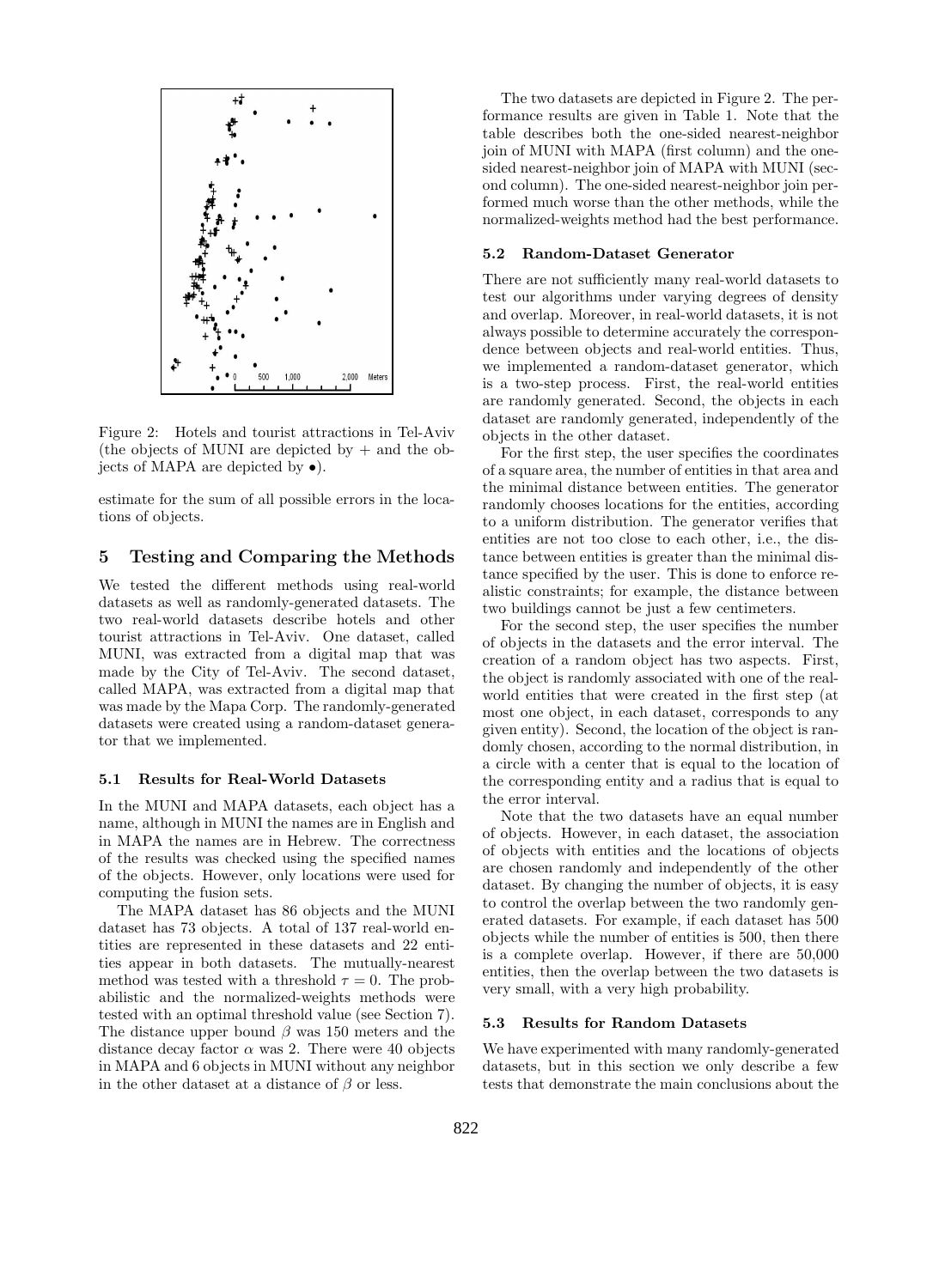Figure 2: Hotels and tourist attractions in Tel-Aviv (the objects of MUNI are depicted by + and the objects of MAPA are depicted by •).

estimate for the sum of all possible errors in the locations of objects.

## 5 Testing and Comparing the Methods

We tested the different methods using real-world datasets as well as randomly-generated datasets. The two real-world datasets describe hotels and other tourist attractions in Tel-Aviv. One dataset, called MUNI, was extracted from a digital map that was made by the City of Tel-Aviv. The second dataset, called MAPA, was extracted from a digital map that was made by the Mapa Corp. The randomly-generated datasets were created using a random-dataset generator that we implemented.

### 5.1 Results for Real-World Datasets

In the MUNI and MAPA datasets, each object has a name, although in MUNI the names are in English and in MAPA the names are in Hebrew. The correctness of the results was checked using the specified names of the objects. However, only locations were used for computing the fusion sets.

The MAPA dataset has 86 objects and the MUNI dataset has 73 objects. A total of 137 real-world entities are represented in these datasets and 22 entities appear in both datasets. The mutually-nearest method was tested with a threshold $\tau = 0$. The probabilistic and the normalized-weights methods were tested with an optimal threshold value (see Section 7). The distance upper bound $\beta$ was 150 meters and the distance decay factor $\alpha$ was 2. There were 40 objects in MAPA and 6 objects in MUNI without any neighbor in the other dataset at a distance of $\beta$ or less.

The two datasets are depicted in Figure 2. The performance results are given in Table 1. Note that the table describes both the one-sided nearest-neighbor join of MUNI with MAPA (first column) and the one-sided nearest-neighbor join of MAPA with MUNI (second column). The one-sided nearest-neighbor join performed much worse than the other methods, while the normalized-weights method had the best performance.

### 5.2 Random-Dataset Generator

There are not sufficiently many real-world datasets to test our algorithms under varying degrees of density and overlap. Moreover, in real-world datasets, it is not always possible to determine accurately the correspondence between objects and real-world entities. Thus, we implemented a random-dataset generator, which is a two-step process. First, the real-world entities are randomly generated. Second, the objects in each dataset are randomly generated, independently of the objects in the other dataset.

For the first step, the user specifies the coordinates of a square area, the number of entities in that area and the minimal distance between entities. The generator randomly chooses locations for the entities, according to a uniform distribution. The generator verifies that entities are not too close to each other, i.e., the distance between entities is greater than the minimal distance specified by the user. This is done to enforce realistic constraints; for example, the distance between two buildings cannot be just a few centimeters.

For the second step, the user specifies the number of objects in the datasets and the error interval. The creation of a random object has two aspects. First, the object is randomly associated with one of the real-world entities that were created in the first step (at most one object, in each dataset, corresponds to any given entity). Second, the location of the object is randomly chosen, according to the normal distribution, in a circle with a center that is equal to the location of the corresponding entity and a radius that is equal to the error interval.

Note that the two datasets have an equal number of objects. However, in each dataset, the association of objects with entities and the locations of objects are chosen randomly and independently of the other dataset. By changing the number of objects, it is easy to control the overlap between the two randomly generated datasets. For example, if each dataset has 500 objects while the number of entities is 500, then there is a complete overlap. However, if there are 50,000 entities, then the overlap between the two datasets is very small, with a very high probability.

### 5.3 Results for Random Datasets

We have experimented with many randomly-generated datasets, but in this section we only describe a few tests that demonstrate the main conclusions about the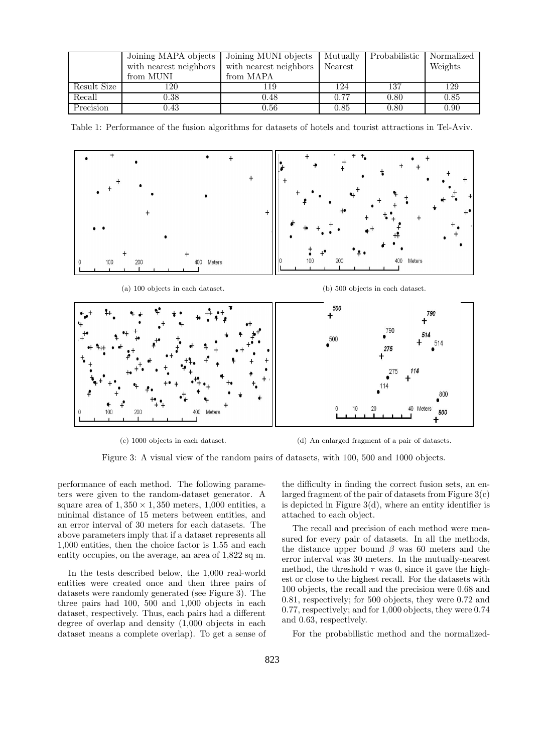|  | Joining MAPA objects with nearest neighbors from MUNI | Joining MUNI objects with nearest neighbors from MAPA | Mutually Nearest | Probabilistic | Normalized Weights |
|---|---|---|---|---|---|
| Result Size | 120 | 119 | 124 | 137 | 129 |
| Recall | 0.38 | 0.48 | 0.77 | 0.80 | 0.85 |
| Precision | 0.43 | 0.56 | 0.85 | 0.80 | 0.90 |

Table 1: Performance of the fusion algorithms for datasets of hotels and tourist attractions in Tel-Aviv.

(a) 100 objects in each dataset.

(b) 500 objects in each dataset.

(c) 1000 objects in each dataset.

(d) An enlarged fragment of a pair of datasets.

Figure 3: A visual view of the random pairs of datasets, with 100, 500 and 1000 objects.

performance of each method. The following parameters were given to the random-dataset generator. A square area of $1,350 \times 1,350$ meters, 1,000 entities, a minimal distance of 15 meters between entities, and an error interval of 30 meters for each datasets. The above parameters imply that if a dataset represents all 1,000 entities, then the choice factor is 1.55 and each entity occupies, on the average, an area of 1,822 sq m.

In the tests described below, the 1,000 real-world entities were created once and then three pairs of datasets were randomly generated (see Figure 3). The three pairs had 100, 500 and 1,000 objects in each dataset, respectively. Thus, each pairs had a different degree of overlap and density (1,000 objects in each dataset means a complete overlap). To get a sense of the difficulty in finding the correct fusion sets, an enlarged fragment of the pair of datasets from Figure 3(c) is depicted in Figure 3(d), where an entity identifier is attached to each object.

The recall and precision of each method were measured for every pair of datasets. In all the methods, the distance upper bound $\beta$ was 60 meters and the error interval was 30 meters. In the mutually-nearest method, the threshold $\tau$ was 0, since it gave the highest or close to the highest recall. For the datasets with 100 objects, the recall and the precision were 0.68 and 0.81, respectively; for 500 objects, they were 0.72 and 0.77, respectively; and for 1,000 objects, they were 0.74 and 0.63, respectively.

For the probabilistic method and the normalized-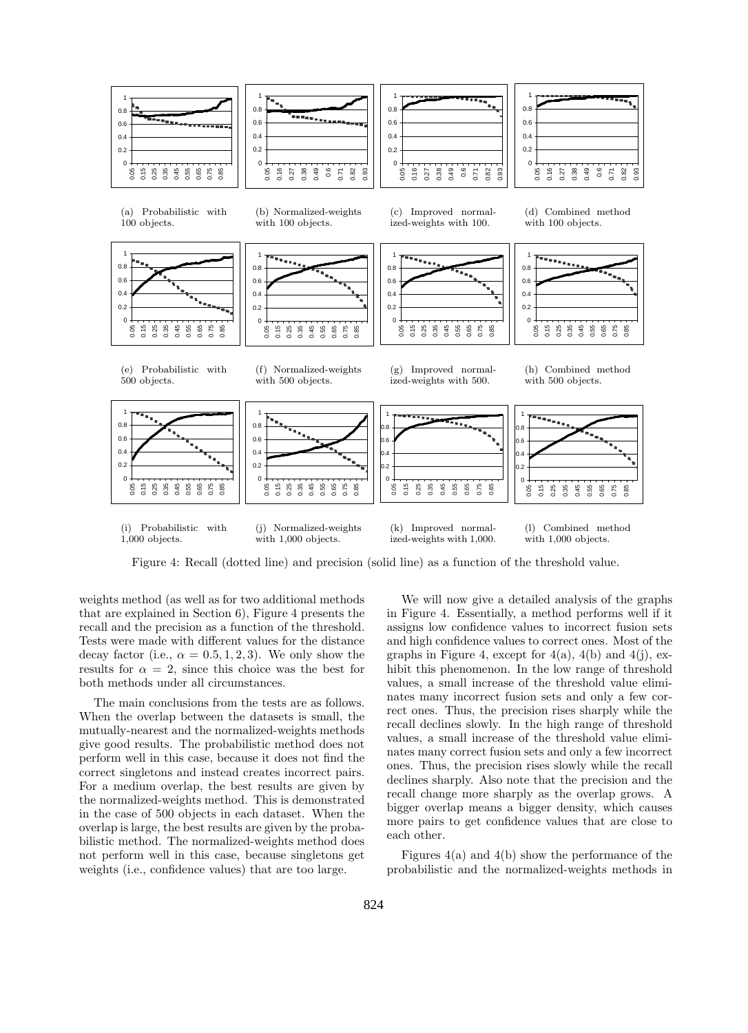(a) Probabilistic with 100 objects.

(b) Normalized-weights with 100 objects.

(c) Improved normalized-weights with 100.

(d) Combined method with 100 objects.

(e) Probabilistic with 500 objects.

(f) Normalized-weights with 500 objects.

(g) Improved normalized-weights with 500.

(h) Combined method with 500 objects.

(i) Probabilistic with 1,000 objects.

(j) Normalized-weights with 1,000 objects.

(k) Improved normalized-weights with 1,000.

(l) Combined method with 1,000 objects.

Figure 4: Recall (dotted line) and precision (solid line) as a function of the threshold value.

weights method (as well as for two additional methods that are explained in Section 6), Figure 4 presents the recall and the precision as a function of the threshold. Tests were made with different values for the distance decay factor (i.e., $\alpha = 0.5, 1, 2, 3$). We only show the results for $\alpha = 2$, since this choice was the best for both methods under all circumstances.

The main conclusions from the tests are as follows. When the overlap between the datasets is small, the mutually-nearest and the normalized-weights methods give good results. The probabilistic method does not perform well in this case, because it does not find the correct singletons and instead creates incorrect pairs. For a medium overlap, the best results are given by the normalized-weights method. This is demonstrated in the case of 500 objects in each dataset. When the overlap is large, the best results are given by the probabilistic method. The normalized-weights method does not perform well in this case, because singletons get weights (i.e., confidence values) that are too large.

We will now give a detailed analysis of the graphs in Figure 4. Essentially, a method performs well if it assigns low confidence values to incorrect fusion sets and high confidence values to correct ones. Most of the graphs in Figure 4, except for 4(a), 4(b) and 4(j), exhibit this phenomenon. In the low range of threshold values, a small increase of the threshold value eliminates many incorrect fusion sets and only a few correct ones. Thus, the precision rises sharply while the recall declines slowly. In the high range of threshold values, a small increase of the threshold value eliminates many correct fusion sets and only a few incorrect ones. Thus, the precision rises slowly while the recall declines sharply. Also note that the precision and the recall change more sharply as the overlap grows. A bigger overlap means a bigger density, which causes more pairs to get confidence values that are close to each other.

Figures 4(a) and 4(b) show the performance of the probabilistic and the normalized-weights methods in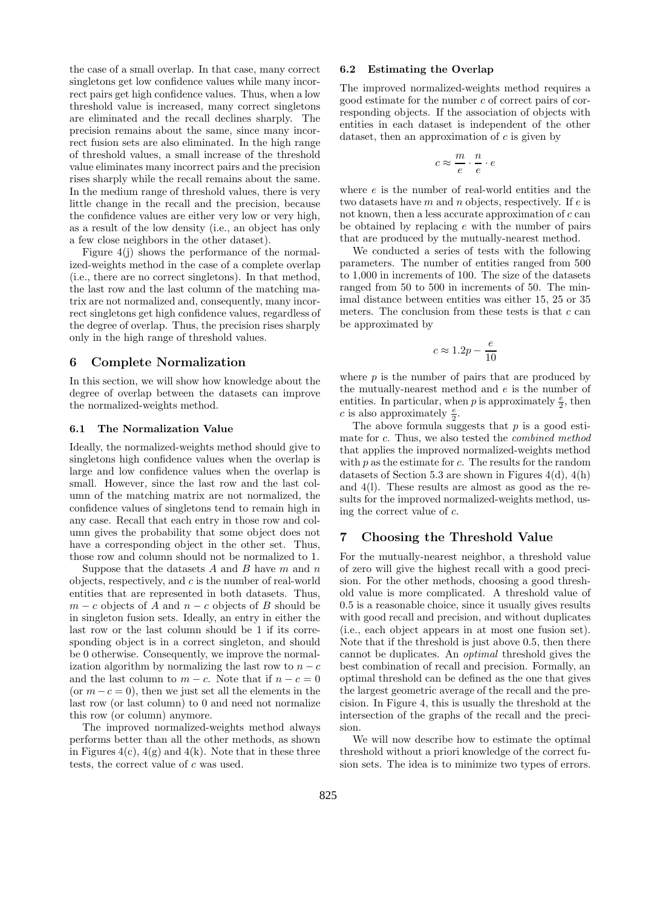the case of a small overlap. In that case, many correct singletons get low confidence values while many incorrect pairs get high confidence values. Thus, when a low threshold value is increased, many correct singletons are eliminated and the recall declines sharply. The precision remains about the same, since many incorrect fusion sets are also eliminated. In the high range of threshold values, a small increase of the threshold value eliminates many incorrect pairs and the precision rises sharply while the recall remains about the same. In the medium range of threshold values, there is very little change in the recall and the precision, because the confidence values are either very low or very high, as a result of the low density (i.e., an object has only a few close neighbors in the other dataset).

Figure 4(j) shows the performance of the normalized-weights method in the case of a complete overlap (i.e., there are no correct singletons). In that method, the last row and the last column of the matching matrix are not normalized and, consequently, many incorrect singletons get high confidence values, regardless of the degree of overlap. Thus, the precision rises sharply only in the high range of threshold values.

## 6 Complete Normalization

In this section, we will show how knowledge about the degree of overlap between the datasets can improve the normalized-weights method.

### 6.1 The Normalization Value

Ideally, the normalized-weights method should give to singletons high confidence values when the overlap is large and low confidence values when the overlap is small. However, since the last row and the last column of the matching matrix are not normalized, the confidence values of singletons tend to remain high in any case. Recall that each entry in those row and column gives the probability that some object does not have a corresponding object in the other set. Thus, those row and column should not be normalized to 1.

Suppose that the datasets $A$ and $B$ have $m$ and $n$ objects, respectively, and $c$ is the number of real-world entities that are represented in both datasets. Thus, $m - c$ objects of $A$ and $n - c$ objects of $B$ should be in singleton fusion sets. Ideally, an entry in either the last row or the last column should be 1 if its corresponding object is in a correct singleton, and should be 0 otherwise. Consequently, we improve the normalization algorithm by normalizing the last row to $n - c$ and the last column to $m - c$. Note that if $n - c = 0$ (or $m - c = 0$), then we just set all the elements in the last row (or last column) to 0 and need not normalize this row (or column) anymore.

The improved normalized-weights method always performs better than all the other methods, as shown in Figures 4(c), 4(g) and 4(k). Note that in these three tests, the correct value of $c$ was used.

### 6.2 Estimating the Overlap

The improved normalized-weights method requires a good estimate for the number $c$ of correct pairs of corresponding objects. If the association of objects with entities in each dataset is independent of the other dataset, then an approximation of $c$ is given by

$$c \approx \frac{m}{e} \cdot \frac{n}{e} \cdot e$$

where $e$ is the number of real-world entities and the two datasets have $m$ and $n$ objects, respectively. If $e$ is not known, then a less accurate approximation of $c$ can be obtained by replacing $e$ with the number of pairs that are produced by the mutually-nearest method.

We conducted a series of tests with the following parameters. The number of entities ranged from 500 to 1,000 in increments of 100. The size of the datasets ranged from 50 to 500 in increments of 50. The minimal distance between entities was either 15, 25 or 35 meters. The conclusion from these tests is that $c$ can be approximated by

$$c \approx 1.2p - \frac{e}{10}$$

where $p$ is the number of pairs that are produced by the mutually-nearest method and $e$ is the number of entities. In particular, when $p$ is approximately $\frac{e}{2}$, then $c$ is also approximately $\frac{e}{2}$.

The above formula suggests that $p$ is a good estimate for $c$. Thus, we also tested the *combined method* that applies the improved normalized-weights method with $p$ as the estimate for $c$. The results for the random datasets of Section 5.3 are shown in Figures 4(d), 4(h) and 4(l). These results are almost as good as the results for the improved normalized-weights method, using the correct value of $c$.

## 7 Choosing the Threshold Value

For the mutually-nearest neighbor, a threshold value of zero will give the highest recall with a good precision. For the other methods, choosing a good threshold value is more complicated. A threshold value of 0.5 is a reasonable choice, since it usually gives results with good recall and precision, and without duplicates (i.e., each object appears in at most one fusion set). Note that if the threshold is just above 0.5, then there cannot be duplicates. An *optimal* threshold gives the best combination of recall and precision. Formally, an optimal threshold can be defined as the one that gives the largest geometric average of the recall and the precision. In Figure 4, this is usually the threshold at the intersection of the graphs of the recall and the precision.

We will now describe how to estimate the optimal threshold without a priori knowledge of the correct fusion sets. The idea is to minimize two types of errors.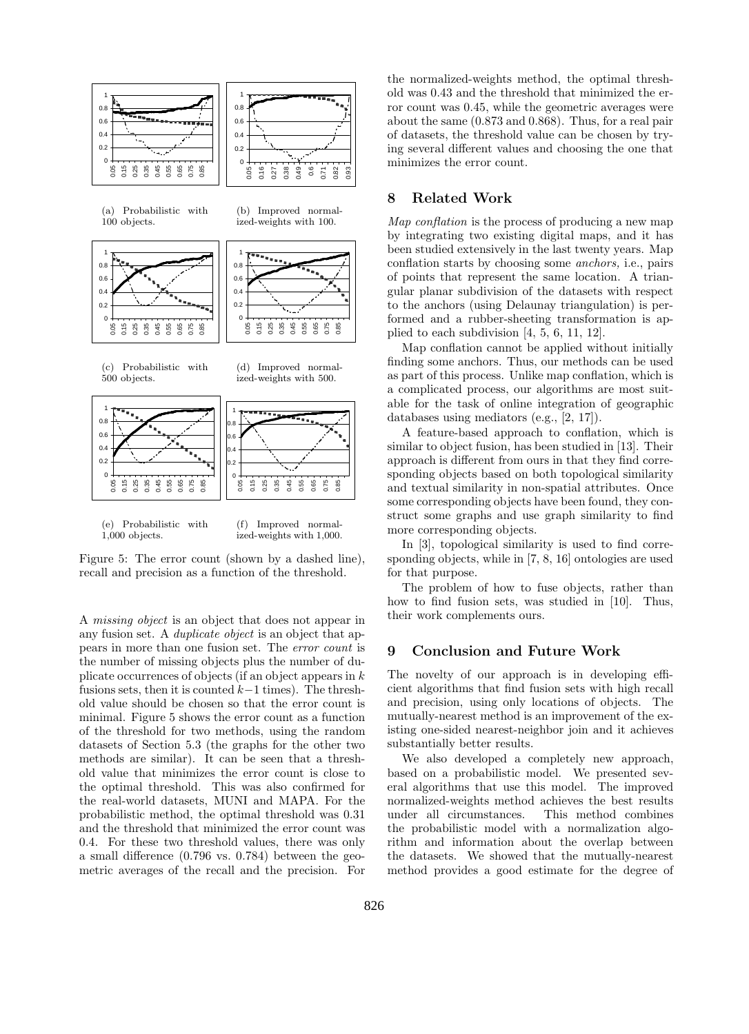(a) Probabilistic with 100 objects.

(b) Improved normalized-weights with 100.

(c) Probabilistic with 500 objects.

(d) Improved normalized-weights with 500.

(e) Probabilistic with 1,000 objects.

(f) Improved normalized-weights with 1,000.

Figure 5: The error count (shown by a dashed line), recall and precision as a function of the threshold.

A *missing object* is an object that does not appear in any fusion set. A *duplicate object* is an object that appears in more than one fusion set. The *error count* is the number of missing objects plus the number of duplicate occurrences of objects (if an object appears in $k$ fusions sets, then it is counted $k-1$ times). The threshold value should be chosen so that the error count is minimal. Figure 5 shows the error count as a function of the threshold for two methods, using the random datasets of Section 5.3 (the graphs for the other two methods are similar). It can be seen that a threshold value that minimizes the error count is close to the optimal threshold. This was also confirmed for the real-world datasets, MUNI and MAPA. For the probabilistic method, the optimal threshold was 0.31 and the threshold that minimized the error count was 0.4. For these two threshold values, there was only a small difference (0.796 vs. 0.784) between the geometric averages of the recall and the precision. For the normalized-weights method, the optimal threshold was 0.43 and the threshold that minimized the error count was 0.45, while the geometric averages were about the same (0.873 and 0.868). Thus, for a real pair of datasets, the threshold value can be chosen by trying several different values and choosing the one that minimizes the error count.

## 8 Related Work

*Map conflation* is the process of producing a new map by integrating two existing digital maps, and it has been studied extensively in the last twenty years. Map conflation starts by choosing some *anchors,* i.e., pairs of points that represent the same location. A triangular planar subdivision of the datasets with respect to the anchors (using Delaunay triangulation) is performed and a rubber-sheeting transformation is applied to each subdivision [4, 5, 6, 11, 12].

Map conflation cannot be applied without initially finding some anchors. Thus, our methods can be used as part of this process. Unlike map conflation, which is a complicated process, our algorithms are most suitable for the task of online integration of geographic databases using mediators (e.g., [2, 17]).

A feature-based approach to conflation, which is similar to object fusion, has been studied in [13]. Their approach is different from ours in that they find corresponding objects based on both topological similarity and textual similarity in non-spatial attributes. Once some corresponding objects have been found, they construct some graphs and use graph similarity to find more corresponding objects.

In [3], topological similarity is used to find corresponding objects, while in [7, 8, 16] ontologies are used for that purpose.

The problem of how to fuse objects, rather than how to find fusion sets, was studied in [10]. Thus, their work complements ours.

## 9 Conclusion and Future Work

The novelty of our approach is in developing efficient algorithms that find fusion sets with high recall and precision, using only locations of objects. The mutually-nearest method is an improvement of the existing one-sided nearest-neighbor join and it achieves substantially better results.

We also developed a completely new approach, based on a probabilistic model. We presented several algorithms that use this model. The improved normalized-weights method achieves the best results under all circumstances. This method combines the probabilistic model with a normalization algorithm and information about the overlap between the datasets. We showed that the mutually-nearest method provides a good estimate for the degree of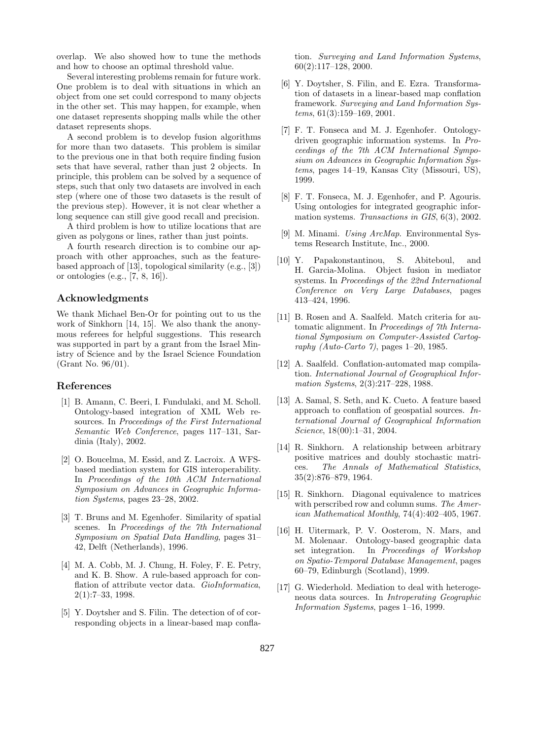overlap. We also showed how to tune the methods and how to choose an optimal threshold value.

Several interesting problems remain for future work. One problem is to deal with situations in which an object from one set could correspond to many objects in the other set. This may happen, for example, when one dataset represents shopping malls while the other dataset represents shops.

A second problem is to develop fusion algorithms for more than two datasets. This problem is similar to the previous one in that both require finding fusion sets that have several, rather than just 2 objects. In principle, this problem can be solved by a sequence of steps, such that only two datasets are involved in each step (where one of those two datasets is the result of the previous step). However, it is not clear whether a long sequence can still give good recall and precision.

A third problem is how to utilize locations that are given as polygons or lines, rather than just points.

A fourth research direction is to combine our approach with other approaches, such as the feature-based approach of [13], topological similarity (e.g., [3]) or ontologies (e.g., [7, 8, 16]).

## Acknowledgments

We thank Michael Ben-Or for pointing out to us the work of Sinkhorn [14, 15]. We also thank the anonymous referees for helpful suggestions. This research was supported in part by a grant from the Israel Ministry of Science and by the Israel Science Foundation (Grant No. 96/01).

## References

[1] B. Amann, C. Beeri, I. Fundulaki, and M. Scholl. Ontology-based integration of XML Web resources. In *Proceedings of the First International Semantic Web Conference*, pages 117–131, Sardinia (Italy), 2002.

[2] O. Boucelma, M. Essid, and Z. Lacroix. A WFS-based mediation system for GIS interoperability. In *Proceedings of the 10th ACM International Symposium on Advances in Geographic Information Systems*, pages 23–28, 2002.

[3] T. Bruns and M. Egenhofer. Similarity of spatial scenes. In *Proceedings of the 7th International Symposium on Spatial Data Handling*, pages 31–42, Delft (Netherlands), 1996.

[4] M. A. Cobb, M. J. Chung, H. Foley, F. E. Petry, and K. B. Show. A rule-based approach for conflation of attribute vector data. *GioInformatica*, 2(1):7–33, 1998.

[5] Y. Doytsher and S. Filin. The detection of of corresponding objects in a linear-based map conflation. *Surveying and Land Information Systems*, 60(2):117–128, 2000.

[6] Y. Doytsher, S. Filin, and E. Ezra. Transformation of datasets in a linear-based map conflation framework. *Surveying and Land Information Systems*, 61(3):159–169, 2001.

[7] F. T. Fonseca and M. J. Egenhofer. Ontology-driven geographic information systems. In *Proceedings of the 7th ACM International Symposium on Advances in Geographic Information Systems*, pages 14–19, Kansas City (Missouri, US), 1999.

[8] F. T. Fonseca, M. J. Egenhofer, and P. Agouris. Using ontologies for integrated geographic information systems. *Transactions in GIS*, 6(3), 2002.

[9] M. Minami. *Using ArcMap*. Environmental Systems Research Institute, Inc., 2000.

[10] Y. Papakonstantinou, S. Abiteboul, and H. Garcia-Molina. Object fusion in mediator systems. In *Proceedings of the 22nd International Conference on Very Large Databases*, pages 413–424, 1996.

[11] B. Rosen and A. Saalfeld. Match criteria for automatic alignment. In *Proceedings of 7th International Symposium on Computer-Assisted Cartography (Auto-Carto 7)*, pages 1–20, 1985.

[12] A. Saalfeld. Conflation-automated map compilation. *International Journal of Geographical Information Systems*, 2(3):217–228, 1988.

[13] A. Samal, S. Seth, and K. Cueto. A feature based approach to conflation of geospatial sources. *International Journal of Geographical Information Science*, 18(00):1–31, 2004.

[14] R. Sinkhorn. A relationship between arbitrary positive matrices and doubly stochastic matrices. *The Annals of Mathematical Statistics*, 35(2):876–879, 1964.

[15] R. Sinkhorn. Diagonal equivalence to matrices with perscribed row and column sums. *The American Mathematical Monthly*, 74(4):402–405, 1967.

[16] H. Uitermark, P. V. Oosterom, N. Mars, and M. Molenaar. Ontology-based geographic data set integration. In *Proceedings of Workshop on Spatio-Temporal Database Management*, pages 60–79, Edinburgh (Scotland), 1999.

[17] G. Wiederhold. Mediation to deal with heterogeneous data sources. In *Introperating Geographic Information Systems*, pages 1–16, 1999.